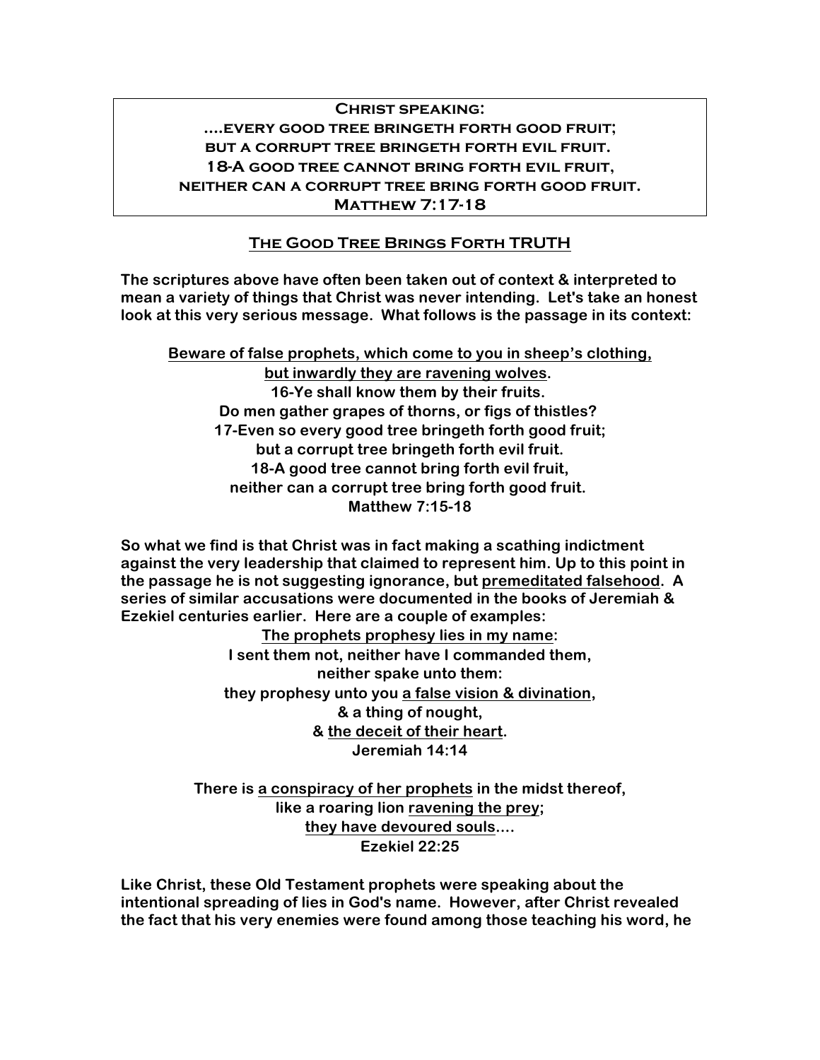**Christ speaking:**
**....every good tree bringeth forth good fruit;**
**but a corrupt tree bringeth forth evil fruit.**
**18-A good tree cannot bring forth evil fruit,**
**neither can a corrupt tree bring forth good fruit.**
**Matthew 7:17-18**

## <u>The Good Tree Brings Forth TRUTH</u>

**The scriptures above have often been taken out of context & interpreted to mean a variety of things that Christ was never intending. Let's take an honest look at this very serious message. What follows is the passage in its context:**

**<u>Beware of false prophets, which come to you in sheep's clothing,</u>**
**<u>but inwardly they are ravening wolves</u>.**
**16-Ye shall know them by their fruits.**
**Do men gather grapes of thorns, or figs of thistles?**
**17-Even so every good tree bringeth forth good fruit;**
**but a corrupt tree bringeth forth evil fruit.**
**18-A good tree cannot bring forth evil fruit,**
**neither can a corrupt tree bring forth good fruit.**
**Matthew 7:15-18**

**So what we find is that Christ was in fact making a scathing indictment against the very leadership that claimed to represent him. Up to this point in the passage he is not suggesting ignorance, but <u>premeditated falsehood</u>. A series of similar accusations were documented in the books of Jeremiah & Ezekiel centuries earlier. Here are a couple of examples:**

**<u>The prophets prophesy lies in my name</u>:**
**I sent them not, neither have I commanded them,**
**neither spake unto them:**
**they prophesy unto you <u>a false vision & divination</u>,**
**& a thing of nought,**
**& <u>the deceit of their heart</u>.**
**Jeremiah 14:14**

**There is <u>a conspiracy of her prophets</u> in the midst thereof,**
**like a roaring lion <u>ravening the prey</u>;**
**<u>they have devoured souls</u>....**
**Ezekiel 22:25**

**Like Christ, these Old Testament prophets were speaking about the intentional spreading of lies in God's name. However, after Christ revealed the fact that his very enemies were found among those teaching his word, he**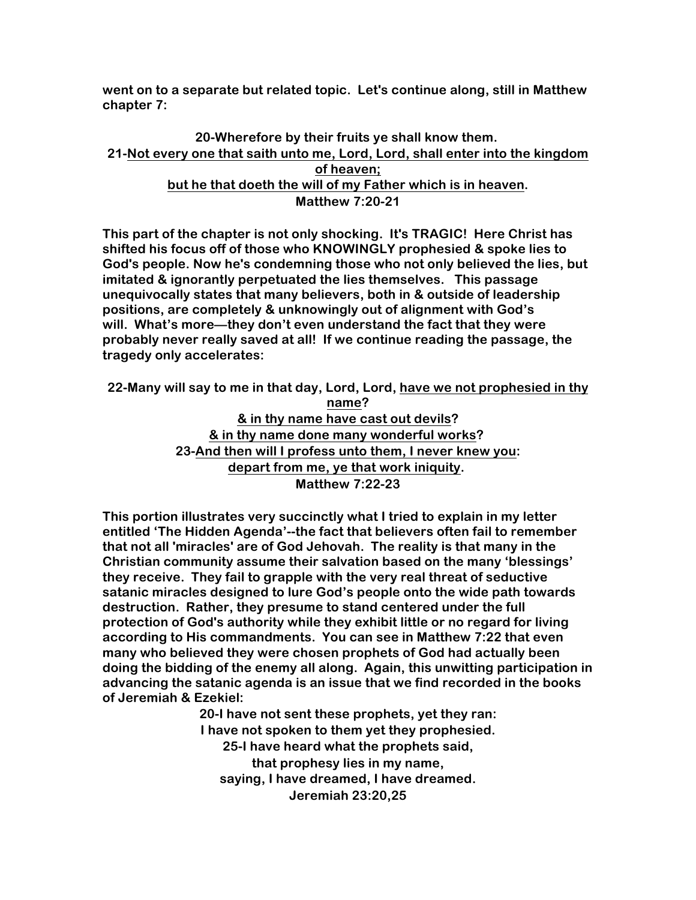went on to a separate but related topic. Let's continue along, still in Matthew chapter 7:

**20-Wherefore by their fruits ye shall know them.**
**21-<u>Not every one that saith unto me, Lord, Lord, shall enter into the kingdom of heaven;</u>**
**<u>but he that doeth the will of my Father which is in heaven</u>.**
**Matthew 7:20-21**

This part of the chapter is not only shocking. It's TRAGIC! Here Christ has shifted his focus off of those who KNOWINGLY prophesied & spoke lies to God's people. Now he's condemning those who not only believed the lies, but imitated & ignorantly perpetuated the lies themselves. This passage unequivocally states that many believers, both in & outside of leadership positions, are completely & unknowingly out of alignment with God's will. What's more—they don't even understand the fact that they were probably never really saved at all! If we continue reading the passage, the tragedy only accelerates:

**22-Many will say to me in that day, Lord, Lord, <u>have we not prophesied in thy name</u>?**
**<u>& in thy name have cast out devils</u>?**
**<u>& in thy name done many wonderful works</u>?**
**23-<u>And then will I profess unto them, I never knew you</u>:**
**<u>depart from me, ye that work iniquity</u>.**
**Matthew 7:22-23**

This portion illustrates very succinctly what I tried to explain in my letter entitled 'The Hidden Agenda'--the fact that believers often fail to remember that not all 'miracles' are of God Jehovah. The reality is that many in the Christian community assume their salvation based on the many 'blessings' they receive. They fail to grapple with the very real threat of seductive satanic miracles designed to lure God's people onto the wide path towards destruction. Rather, they presume to stand centered under the full protection of God's authority while they exhibit little or no regard for living according to His commandments. You can see in Matthew 7:22 that even many who believed they were chosen prophets of God had actually been doing the bidding of the enemy all along. Again, this unwitting participation in advancing the satanic agenda is an issue that we find recorded in the books of Jeremiah & Ezekiel:

**20-I have not sent these prophets, yet they ran:**
**I have not spoken to them yet they prophesied.**
**25-I have heard what the prophets said,**
**that prophesy lies in my name,**
**saying, I have dreamed, I have dreamed.**
**Jeremiah 23:20,25**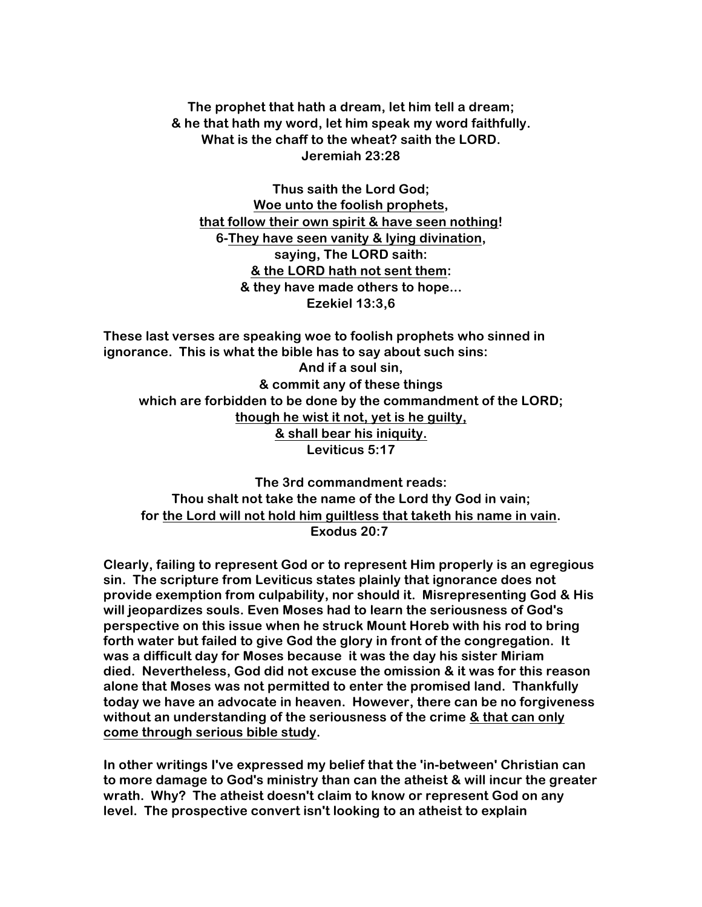**The prophet that hath a dream, let him tell a dream;**
**& he that hath my word, let him speak my word faithfully.**
**What is the chaff to the wheat? saith the LORD.**
**Jeremiah 23:28**

**Thus saith the Lord God;**
**<u>Woe unto the foolish prophets</u>,**
**<u>that follow their own spirit & have seen nothing</u>!**
**6-<u>They have seen vanity & lying divination</u>,**
**saying, The LORD saith:**
**<u>& the LORD hath not sent them</u>:**
**& they have made others to hope…**
**Ezekiel 13:3,6**

**These last verses are speaking woe to foolish prophets who sinned in ignorance. This is what the bible has to say about such sins:**

**And if a soul sin,**
**& commit any of these things**
**which are forbidden to be done by the commandment of the LORD;**
**<u>though he wist it not, yet is he guilty,</u>**
**<u>& shall bear his iniquity.</u>**
**Leviticus 5:17**

**The 3rd commandment reads:**
**Thou shalt not take the name of the Lord thy God in vain;**
**for <u>the Lord will not hold him guiltless that taketh his name in vain</u>.**
**Exodus 20:7**

**Clearly, failing to represent God or to represent Him properly is an egregious sin. The scripture from Leviticus states plainly that ignorance does not provide exemption from culpability, nor should it. Misrepresenting God & His will jeopardizes souls. Even Moses had to learn the seriousness of God's perspective on this issue when he struck Mount Horeb with his rod to bring forth water but failed to give God the glory in front of the congregation. It was a difficult day for Moses because it was the day his sister Miriam died. Nevertheless, God did not excuse the omission & it was for this reason alone that Moses was not permitted to enter the promised land. Thankfully today we have an advocate in heaven. However, there can be no forgiveness without an understanding of the seriousness of the crime <u>& that can only come through serious bible study</u>.**

**In other writings I've expressed my belief that the 'in-between' Christian can to more damage to God's ministry than can the atheist & will incur the greater wrath. Why? The atheist doesn't claim to know or represent God on any level. The prospective convert isn't looking to an atheist to explain**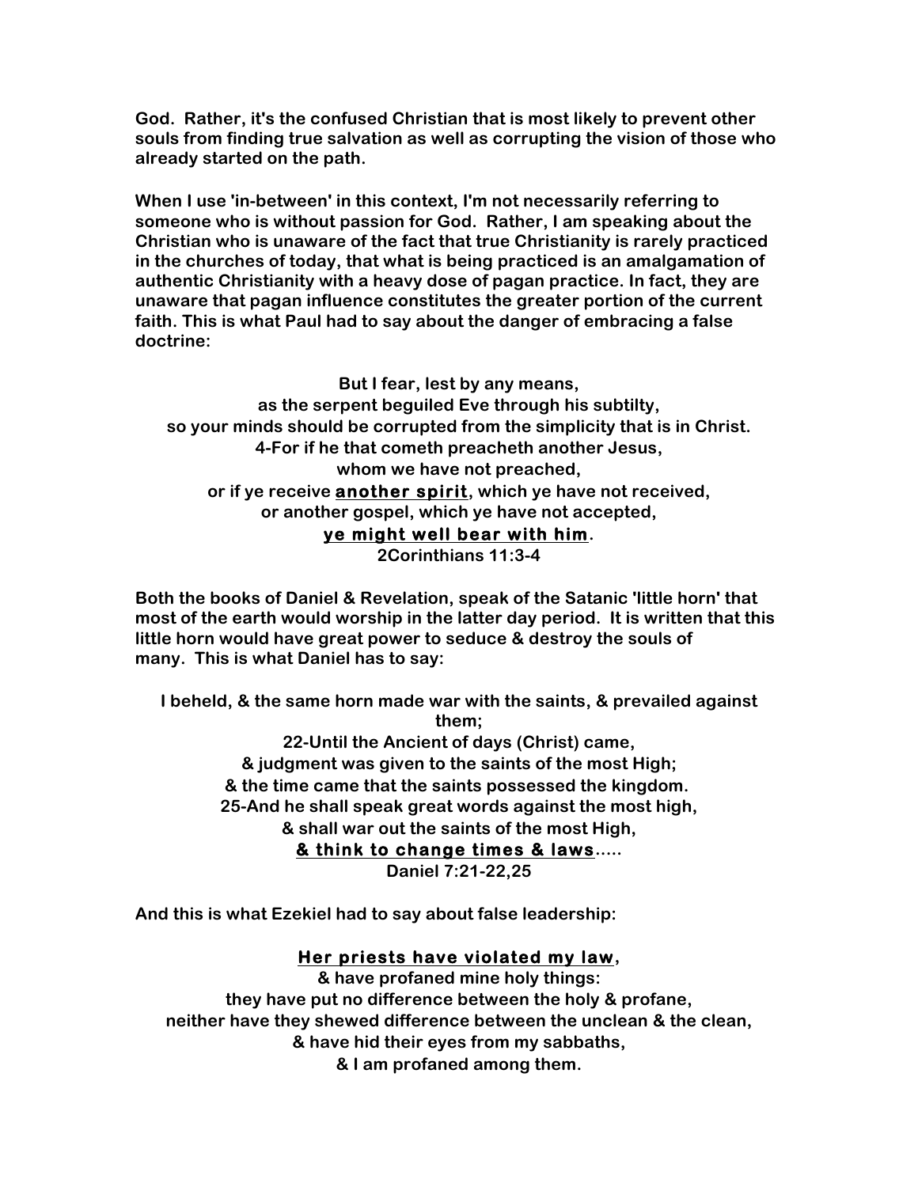**God. Rather, it's the confused Christian that is most likely to prevent other souls from finding true salvation as well as corrupting the vision of those who already started on the path.**

**When I use 'in-between' in this context, I'm not necessarily referring to someone who is without passion for God. Rather, I am speaking about the Christian who is unaware of the fact that true Christianity is rarely practiced in the churches of today, that what is being practiced is an amalgamation of authentic Christianity with a heavy dose of pagan practice. In fact, they are unaware that pagan influence constitutes the greater portion of the current faith. This is what Paul had to say about the danger of embracing a false doctrine:**

**But I fear, lest by any means,**
**as the serpent beguiled Eve through his subtilty,**
**so your minds should be corrupted from the simplicity that is in Christ.**
**4-For if he that cometh preacheth another Jesus,**
**whom we have not preached,**
**or if ye receive <u>another spirit</u>, which ye have not received,**
**or another gospel, which ye have not accepted,**
**<u>ye might well bear with him</u>.**
**2Corinthians 11:3-4**

**Both the books of Daniel & Revelation, speak of the Satanic 'little horn' that most of the earth would worship in the latter day period. It is written that this little horn would have great power to seduce & destroy the souls of many. This is what Daniel has to say:**

**I beheld, & the same horn made war with the saints, & prevailed against them;**
**22-Until the Ancient of days (Christ) came,**
**& judgment was given to the saints of the most High;**
**& the time came that the saints possessed the kingdom.**
**25-And he shall speak great words against the most high,**
**& shall war out the saints of the most High,**
**<u>& think to change times & laws</u>.....**
**Daniel 7:21-22,25**

**And this is what Ezekiel had to say about false leadership:**

**<u>Her priests have violated my law</u>,**
**& have profaned mine holy things:**
**they have put no difference between the holy & profane,**
**neither have they shewed difference between the unclean & the clean,**
**& have hid their eyes from my sabbaths,**
**& I am profaned among them.**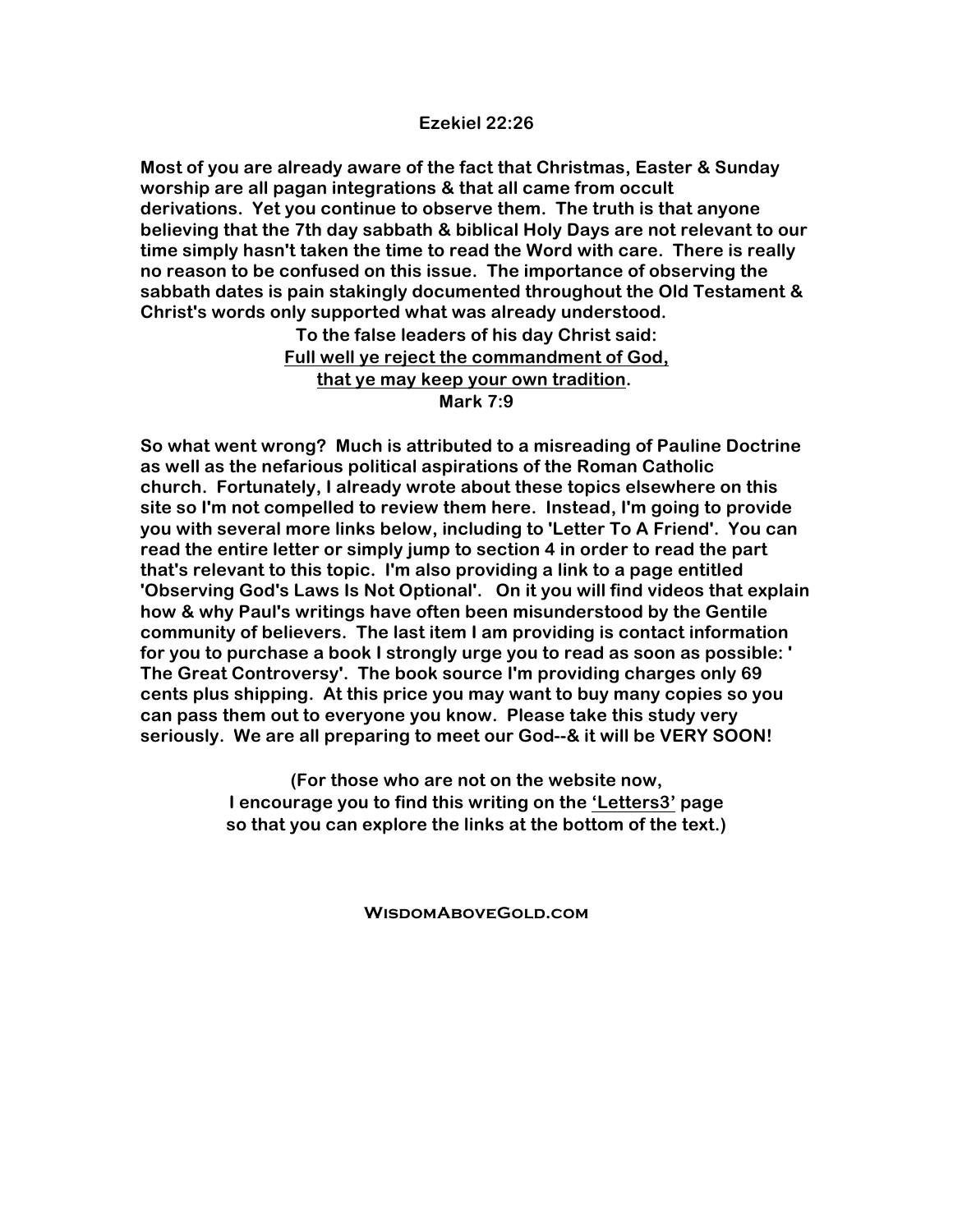**Ezekiel 22:26**

**Most of you are already aware of the fact that Christmas, Easter & Sunday worship are all pagan integrations & that all came from occult derivations. Yet you continue to observe them. The truth is that anyone believing that the 7th day sabbath & biblical Holy Days are not relevant to our time simply hasn't taken the time to read the Word with care. There is really no reason to be confused on this issue. The importance of observing the sabbath dates is pain stakingly documented throughout the Old Testament & Christ's words only supported what was already understood.**

**To the false leaders of his day Christ said:**
**<u>Full well ye reject the commandment of God,</u>**
**<u>that ye may keep your own tradition</u>.**
**Mark 7:9**

**So what went wrong? Much is attributed to a misreading of Pauline Doctrine as well as the nefarious political aspirations of the Roman Catholic church. Fortunately, I already wrote about these topics elsewhere on this site so I'm not compelled to review them here. Instead, I'm going to provide you with several more links below, including to 'Letter To A Friend'. You can read the entire letter or simply jump to section 4 in order to read the part that's relevant to this topic. I'm also providing a link to a page entitled 'Observing God's Laws Is Not Optional'. On it you will find videos that explain how & why Paul's writings have often been misunderstood by the Gentile community of believers. The last item I am providing is contact information for you to purchase a book I strongly urge you to read as soon as possible: ' The Great Controversy'. The book source I'm providing charges only 69 cents plus shipping. At this price you may want to buy many copies so you can pass them out to everyone you know. Please take this study very seriously. We are all preparing to meet our God--& it will be VERY SOON!**

**(For those who are not on the website now,**
**I encourage you to find this writing on the <u>'Letters3'</u> page**
**so that you can explore the links at the bottom of the text.)**

**WisdomAboveGold.com**